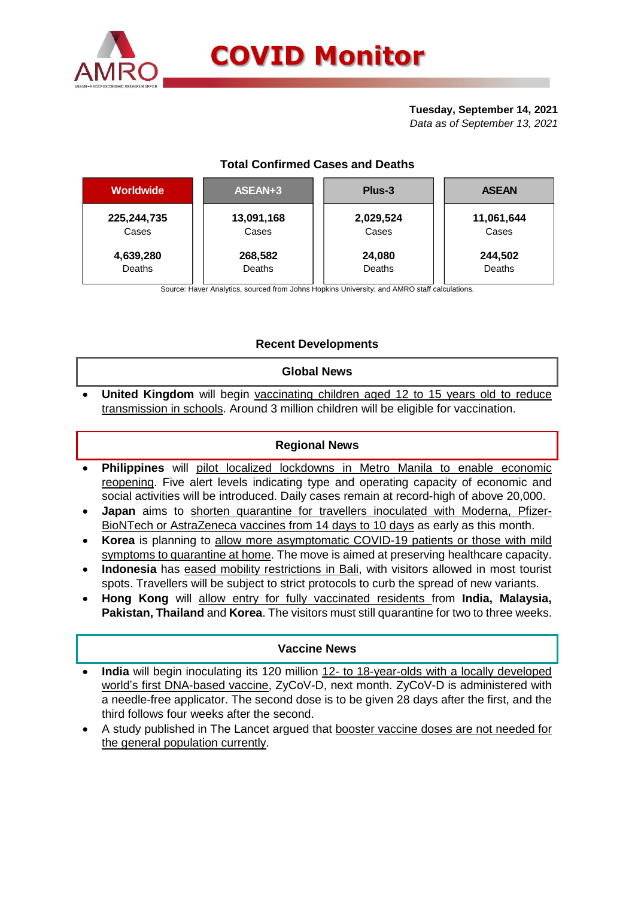# COVID Monitor

**Tuesday, September 14, 2021**
*Data as of September 13, 2021*

## Total Confirmed Cases and Deaths

| Worldwide | ASEAN+3 | Plus-3 | ASEAN |
|---|---|---|---|
| **225,244,735** Cases | **13,091,168** Cases | **2,029,524** Cases | **11,061,644** Cases |
| **4,639,280** Deaths | **268,582** Deaths | **24,080** Deaths | **244,502** Deaths |

Source: Haver Analytics, sourced from Johns Hopkins University; and AMRO staff calculations.

## Recent Developments

### Global News

- **United Kingdom** will begin vaccinating children aged 12 to 15 years old to reduce transmission in schools. Around 3 million children will be eligible for vaccination.

### Regional News

- **Philippines** will pilot localized lockdowns in Metro Manila to enable economic reopening. Five alert levels indicating type and operating capacity of economic and social activities will be introduced. Daily cases remain at record-high of above 20,000.
- **Japan** aims to shorten quarantine for travellers inoculated with Moderna, Pfizer-BioNTech or AstraZeneca vaccines from 14 days to 10 days as early as this month.
- **Korea** is planning to allow more asymptomatic COVID-19 patients or those with mild symptoms to quarantine at home. The move is aimed at preserving healthcare capacity.
- **Indonesia** has eased mobility restrictions in Bali, with visitors allowed in most tourist spots. Travellers will be subject to strict protocols to curb the spread of new variants.
- **Hong Kong** will allow entry for fully vaccinated residents from **India, Malaysia, Pakistan, Thailand** and **Korea**. The visitors must still quarantine for two to three weeks.

### Vaccine News

- **India** will begin inoculating its 120 million 12- to 18-year-olds with a locally developed world's first DNA-based vaccine, ZyCoV-D, next month. ZyCoV-D is administered with a needle-free applicator. The second dose is to be given 28 days after the first, and the third follows four weeks after the second.
- A study published in The Lancet argued that booster vaccine doses are not needed for the general population currently.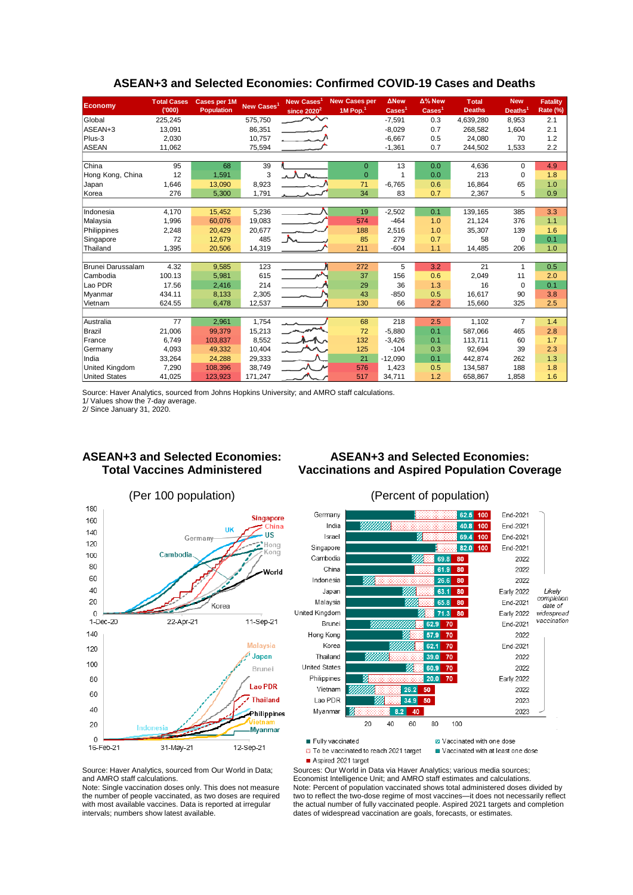## ASEAN+3 and Selected Economies: Confirmed COVID-19 Cases and Deaths

| Economy | Total Cases ('000) | Cases per 1M Population | New Cases[1] | New Cases[1] since 2020[2] | New Cases per 1M Pop.[1] | ΔNew Cases[1] | Δ% New Cases[1] | Total Deaths | New Deaths[1] | Fatality Rate (%) |
|---|---|---|---|---|---|---|---|---|---|---|
| Global | 225,245 | | 575,750 | | | -7,591 | 0.3 | 4,639,280 | 8,953 | 2.1 |
| ASEAN+3 | 13,091 | | 86,351 | | | -8,029 | 0.7 | 268,582 | 1,604 | 2.1 |
| Plus-3 | 2,030 | | 10,757 | | | -6,667 | 0.5 | 24,080 | 70 | 1.2 |
| ASEAN | 11,062 | | 75,594 | | | -1,361 | 0.7 | 244,502 | 1,533 | 2.2 |
| | | | | | | | | | | |
| China | 95 | 68 | 39 | | 0 | 13 | 0.0 | 4,636 | 0 | 4.9 |
| Hong Kong, China | 12 | 1,591 | 3 | | 0 | 1 | 0.0 | 213 | 0 | 1.8 |
| Japan | 1,646 | 13,090 | 8,923 | | 71 | -6,765 | 0.6 | 16,864 | 65 | 1.0 |
| Korea | 276 | 5,300 | 1,791 | | 34 | 83 | 0.7 | 2,367 | 5 | 0.9 |
| | | | | | | | | | | |
| Indonesia | 4,170 | 15,452 | 5,236 | | 19 | -2,502 | 0.1 | 139,165 | 385 | 3.3 |
| Malaysia | 1,996 | 60,076 | 19,083 | | 574 | -464 | 1.0 | 21,124 | 376 | 1.1 |
| Philippines | 2,248 | 20,429 | 20,677 | | 188 | 2,516 | 1.0 | 35,307 | 139 | 1.6 |
| Singapore | 72 | 12,679 | 485 | | 85 | 279 | 0.7 | 58 | 0 | 0.1 |
| Thailand | 1,395 | 20,506 | 14,319 | | 211 | -604 | 1.1 | 14,485 | 206 | 1.0 |
| | | | | | | | | | | |
| Brunei Darussalam | 4.32 | 9,585 | 123 | | 272 | 5 | 3.2 | 21 | 1 | 0.5 |
| Cambodia | 100.13 | 5,981 | 615 | | 37 | 156 | 0.6 | 2,049 | 11 | 2.0 |
| Lao PDR | 17.56 | 2,416 | 214 | | 29 | 36 | 1.3 | 16 | 0 | 0.1 |
| Myanmar | 434.11 | 8,133 | 2,305 | | 43 | -850 | 0.5 | 16,617 | 90 | 3.8 |
| Vietnam | 624.55 | 6,478 | 12,537 | | 130 | 66 | 2.2 | 15,660 | 325 | 2.5 |
| | | | | | | | | | | |
| Australia | 77 | 2,961 | 1,754 | | 68 | 218 | 2.5 | 1,102 | 7 | 1.4 |
| Brazil | 21,006 | 99,379 | 15,213 | | 72 | -5,880 | 0.1 | 587,066 | 465 | 2.8 |
| France | 6,749 | 103,837 | 8,552 | | 132 | -3,426 | 0.1 | 113,711 | 60 | 1.7 |
| Germany | 4,093 | 49,332 | 10,404 | | 125 | -104 | 0.3 | 92,694 | 39 | 2.3 |
| India | 33,264 | 24,288 | 29,333 | | 21 | -12,090 | 0.1 | 442,874 | 262 | 1.3 |
| United Kingdom | 7,290 | 108,396 | 38,749 | | 576 | 1,423 | 0.5 | 134,587 | 188 | 1.8 |
| United States | 41,025 | 123,923 | 171,247 | | 517 | 34,711 | 1.2 | 658,867 | 1,858 | 1.6 |

Source: Haver Analytics, sourced from Johns Hopkins University; and AMRO staff calculations.
1/ Values show the 7-day average.
2/ Since January 31, 2020.

## ASEAN+3 and Selected Economies: Total Vaccines Administered

(Per 100 population)

180, 160, 140, 120, 100, 80, 60, 40, 20, 0
Singapore, China, UK, US, Germany, Hong Kong, Cambodia, World, Korea
1-Dec-20, 22-Apr-21, 11-Sep-21

140, 120, 100, 80, 60, 40, 20, 0
Malaysia, Japan, Brunei, Lao PDR, Thailand, Philippines, Vietnam, Myanmar, Indonesia
16-Feb-21, 31-May-21, 12-Sep-21

Source: Haver Analytics, sourced from Our World in Data; and AMRO staff calculations.
Note: Single vaccination doses only. This does not measure the number of people vaccinated, as two doses are required with most available vaccines. Data is reported at irregular intervals; numbers show latest available.

## ASEAN+3 and Selected Economies: Vaccinations and Aspired Population Coverage

(Percent of population)

Germany 62.5 100 End-2021
India 40.8 100 End-2021
Israel 69.4 100 End-2021
Singapore 82.0 100 End-2021
Cambodia 69.8 80 2022
China 61.9 80 2022
Indonesia 26.6 80 2022
Japan 63.1 80 Early 2022
Malaysia 65.8 80 End-2021
United Kingdom 71.3 80 Early 2022
Brunei 62.9 70 End-2021
Hong Kong 57.9 70 2022
Korea 62.1 70 End-2021
Thailand 39.0 70 2022
United States 60.9 70 2022
Philippines 20.0 70 Early 2022
Vietnam 26.2 50 2022
Lao PDR 34.9 50 2023
Myanmar 8.2 40 2023

20 40 60 80 100

*Likely completion date of widespread vaccination*

Fully vaccinated
Vaccinated with one dose
To be vaccinated to reach 2021 target
Vaccinated with at least one dose
Aspired 2021 target

Sources: Our World in Data via Haver Analytics; various media sources; Economist Intelligence Unit; and AMRO staff estimates and calculations.
Note: Percent of population vaccinated shows total administered doses divided by two to reflect the two-dose regime of most vaccines—it does not necessarily reflect the actual number of fully vaccinated people. Aspired 2021 targets and completion dates of widespread vaccination are goals, forecasts, or estimates.